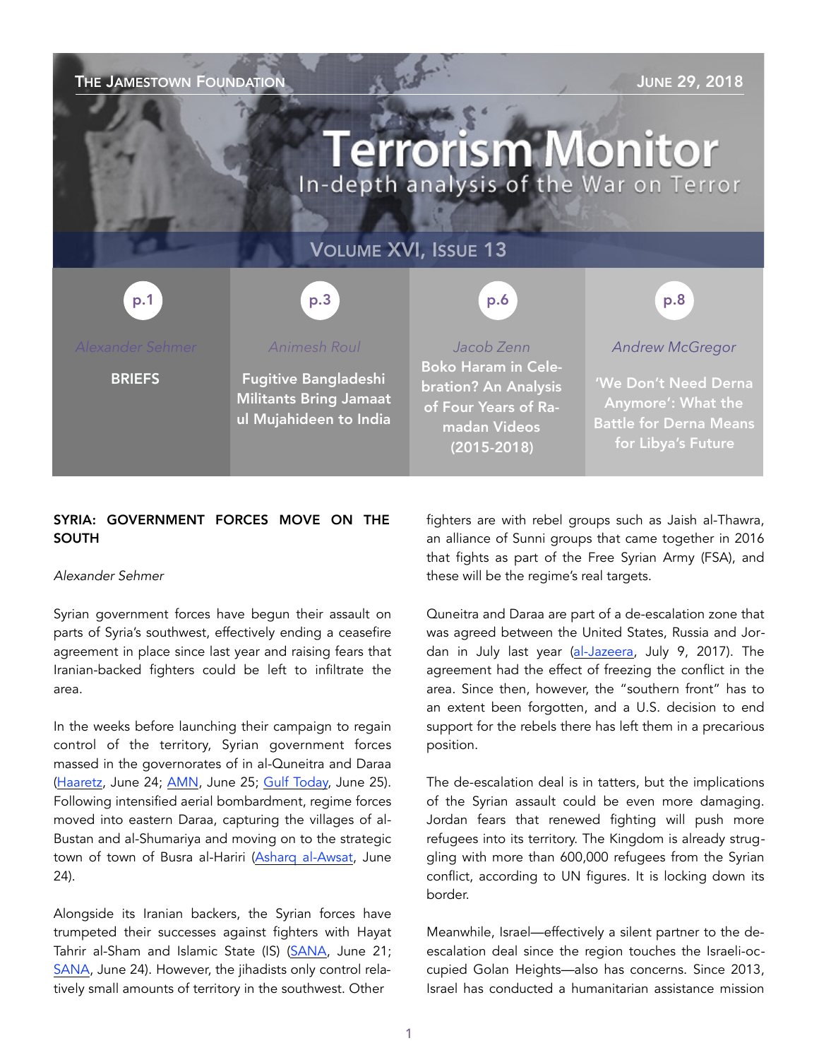THE JAMESTOWN FOUNDATION — JUNE 29, 2018

# Terrorism Monitor

In-depth analysis of the War on Terror

VOLUME XVI, ISSUE 13

| p.1 | p.3 | p.6 | p.8 |
|---|---|---|---|
| *Alexander Sehmer* | *Animesh Roul* | *Jacob Zenn* | *Andrew McGregor* |
| **BRIEFS** | **Fugitive Bangladeshi Militants Bring Jamaat ul Mujahideen to India** | **Boko Haram in Celebration? An Analysis of Four Years of Ramadan Videos (2015-2018)** | **'We Don't Need Derna Anymore': What the Battle for Derna Means for Libya's Future** |

## SYRIA: GOVERNMENT FORCES MOVE ON THE SOUTH

*Alexander Sehmer*

Syrian government forces have begun their assault on parts of Syria's southwest, effectively ending a ceasefire agreement in place since last year and raising fears that Iranian-backed fighters could be left to infiltrate the area.

In the weeks before launching their campaign to regain control of the territory, Syrian government forces massed in the governorates of in al-Quneitra and Daraa (Haaretz, June 24; AMN, June 25; Gulf Today, June 25). Following intensified aerial bombardment, regime forces moved into eastern Daraa, capturing the villages of al-Bustan and al-Shumariya and moving on to the strategic town of town of Busra al-Hariri (Asharq al-Awsat, June 24).

Alongside its Iranian backers, the Syrian forces have trumpeted their successes against fighters with Hayat Tahrir al-Sham and Islamic State (IS) (SANA, June 21; SANA, June 24). However, the jihadists only control relatively small amounts of territory in the southwest. Other fighters are with rebel groups such as Jaish al-Thawra, an alliance of Sunni groups that came together in 2016 that fights as part of the Free Syrian Army (FSA), and these will be the regime's real targets.

Quneitra and Daraa are part of a de-escalation zone that was agreed between the United States, Russia and Jordan in July last year (al-Jazeera, July 9, 2017). The agreement had the effect of freezing the conflict in the area. Since then, however, the "southern front" has to an extent been forgotten, and a U.S. decision to end support for the rebels there has left them in a precarious position.

The de-escalation deal is in tatters, but the implications of the Syrian assault could be even more damaging. Jordan fears that renewed fighting will push more refugees into its territory. The Kingdom is already struggling with more than 600,000 refugees from the Syrian conflict, according to UN figures. It is locking down its border.

Meanwhile, Israel—effectively a silent partner to the de-escalation deal since the region touches the Israeli-occupied Golan Heights—also has concerns. Since 2013, Israel has conducted a humanitarian assistance mission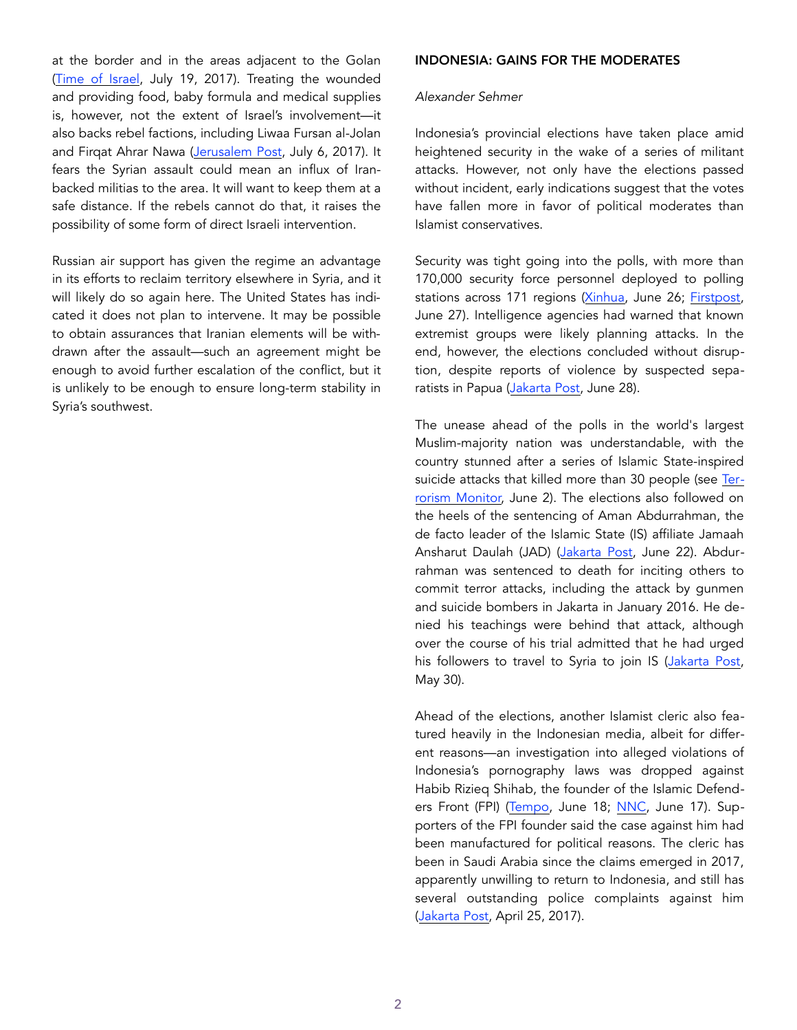at the border and in the areas adjacent to the Golan (Time of Israel, July 19, 2017). Treating the wounded and providing food, baby formula and medical supplies is, however, not the extent of Israel's involvement—it also backs rebel factions, including Liwaa Fursan al-Jolan and Firqat Ahrar Nawa (Jerusalem Post, July 6, 2017). It fears the Syrian assault could mean an influx of Iran-backed militias to the area. It will want to keep them at a safe distance. If the rebels cannot do that, it raises the possibility of some form of direct Israeli intervention.

Russian air support has given the regime an advantage in its efforts to reclaim territory elsewhere in Syria, and it will likely do so again here. The United States has indicated it does not plan to intervene. It may be possible to obtain assurances that Iranian elements will be withdrawn after the assault—such an agreement might be enough to avoid further escalation of the conflict, but it is unlikely to be enough to ensure long-term stability in Syria's southwest.

## INDONESIA: GAINS FOR THE MODERATES

*Alexander Sehmer*

Indonesia's provincial elections have taken place amid heightened security in the wake of a series of militant attacks. However, not only have the elections passed without incident, early indications suggest that the votes have fallen more in favor of political moderates than Islamist conservatives.

Security was tight going into the polls, with more than 170,000 security force personnel deployed to polling stations across 171 regions (Xinhua, June 26; Firstpost, June 27). Intelligence agencies had warned that known extremist groups were likely planning attacks. In the end, however, the elections concluded without disruption, despite reports of violence by suspected separatists in Papua (Jakarta Post, June 28).

The unease ahead of the polls in the world's largest Muslim-majority nation was understandable, with the country stunned after a series of Islamic State-inspired suicide attacks that killed more than 30 people (see Terrorism Monitor, June 2). The elections also followed on the heels of the sentencing of Aman Abdurrahman, the de facto leader of the Islamic State (IS) affiliate Jamaah Ansharut Daulah (JAD) (Jakarta Post, June 22). Abdurrahman was sentenced to death for inciting others to commit terror attacks, including the attack by gunmen and suicide bombers in Jakarta in January 2016. He denied his teachings were behind that attack, although over the course of his trial admitted that he had urged his followers to travel to Syria to join IS (Jakarta Post, May 30).

Ahead of the elections, another Islamist cleric also featured heavily in the Indonesian media, albeit for different reasons—an investigation into alleged violations of Indonesia's pornography laws was dropped against Habib Rizieq Shihab, the founder of the Islamic Defenders Front (FPI) (Tempo, June 18; NNC, June 17). Supporters of the FPI founder said the case against him had been manufactured for political reasons. The cleric has been in Saudi Arabia since the claims emerged in 2017, apparently unwilling to return to Indonesia, and still has several outstanding police complaints against him (Jakarta Post, April 25, 2017).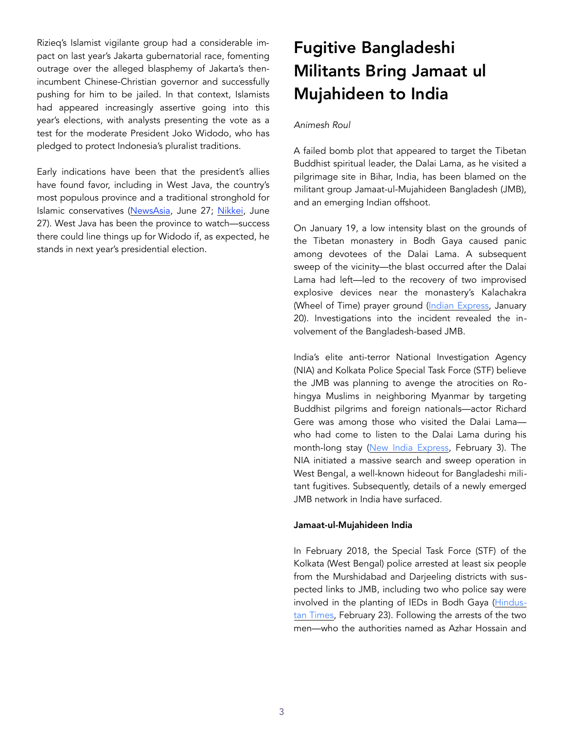Rizieq's Islamist vigilante group had a considerable impact on last year's Jakarta gubernatorial race, fomenting outrage over the alleged blasphemy of Jakarta's then-incumbent Chinese-Christian governor and successfully pushing for him to be jailed. In that context, Islamists had appeared increasingly assertive going into this year's elections, with analysts presenting the vote as a test for the moderate President Joko Widodo, who has pledged to protect Indonesia's pluralist traditions.

Early indications have been that the president's allies have found favor, including in West Java, the country's most populous province and a traditional stronghold for Islamic conservatives (NewsAsia, June 27; Nikkei, June 27). West Java has been the province to watch—success there could line things up for Widodo if, as expected, he stands in next year's presidential election.

# Fugitive Bangladeshi Militants Bring Jamaat ul Mujahideen to India

*Animesh Roul*

A failed bomb plot that appeared to target the Tibetan Buddhist spiritual leader, the Dalai Lama, as he visited a pilgrimage site in Bihar, India, has been blamed on the militant group Jamaat-ul-Mujahideen Bangladesh (JMB), and an emerging Indian offshoot.

On January 19, a low intensity blast on the grounds of the Tibetan monastery in Bodh Gaya caused panic among devotees of the Dalai Lama. A subsequent sweep of the vicinity—the blast occurred after the Dalai Lama had left—led to the recovery of two improvised explosive devices near the monastery's Kalachakra (Wheel of Time) prayer ground (Indian Express, January 20). Investigations into the incident revealed the involvement of the Bangladesh-based JMB.

India's elite anti-terror National Investigation Agency (NIA) and Kolkata Police Special Task Force (STF) believe the JMB was planning to avenge the atrocities on Rohingya Muslims in neighboring Myanmar by targeting Buddhist pilgrims and foreign nationals—actor Richard Gere was among those who visited the Dalai Lama—who had come to listen to the Dalai Lama during his month-long stay (New India Express, February 3). The NIA initiated a massive search and sweep operation in West Bengal, a well-known hideout for Bangladeshi militant fugitives. Subsequently, details of a newly emerged JMB network in India have surfaced.

**Jamaat-ul-Mujahideen India**

In February 2018, the Special Task Force (STF) of the Kolkata (West Bengal) police arrested at least six people from the Murshidabad and Darjeeling districts with suspected links to JMB, including two who police say were involved in the planting of IEDs in Bodh Gaya (Hindustan Times, February 23). Following the arrests of the two men—who the authorities named as Azhar Hossain and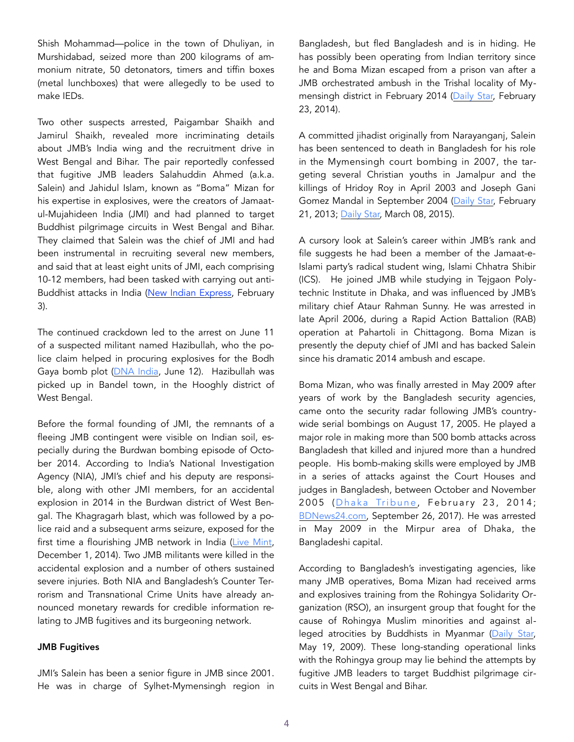Shish Mohammad—police in the town of Dhuliyan, in Murshidabad, seized more than 200 kilograms of ammonium nitrate, 50 detonators, timers and tiffin boxes (metal lunchboxes) that were allegedly to be used to make IEDs.

Two other suspects arrested, Paigambar Shaikh and Jamirul Shaikh, revealed more incriminating details about JMB's India wing and the recruitment drive in West Bengal and Bihar. The pair reportedly confessed that fugitive JMB leaders Salahuddin Ahmed (a.k.a. Salein) and Jahidul Islam, known as "Boma" Mizan for his expertise in explosives, were the creators of Jamaat-ul-Mujahideen India (JMI) and had planned to target Buddhist pilgrimage circuits in West Bengal and Bihar. They claimed that Salein was the chief of JMI and had been instrumental in recruiting several new members, and said that at least eight units of JMI, each comprising 10-12 members, had been tasked with carrying out anti-Buddhist attacks in India (New Indian Express, February 3).

The continued crackdown led to the arrest on June 11 of a suspected militant named Hazibullah, who the police claim helped in procuring explosives for the Bodh Gaya bomb plot (DNA India, June 12). Hazibullah was picked up in Bandel town, in the Hooghly district of West Bengal.

Before the formal founding of JMI, the remnants of a fleeing JMB contingent were visible on Indian soil, especially during the Burdwan bombing episode of October 2014. According to India's National Investigation Agency (NIA), JMI's chief and his deputy are responsible, along with other JMI members, for an accidental explosion in 2014 in the Burdwan district of West Bengal. The Khagragarh blast, which was followed by a police raid and a subsequent arms seizure, exposed for the first time a flourishing JMB network in India (Live Mint, December 1, 2014). Two JMB militants were killed in the accidental explosion and a number of others sustained severe injuries. Both NIA and Bangladesh's Counter Terrorism and Transnational Crime Units have already announced monetary rewards for credible information relating to JMB fugitives and its burgeoning network.

**JMB Fugitives**

JMI's Salein has been a senior figure in JMB since 2001. He was in charge of Sylhet-Mymensingh region in Bangladesh, but fled Bangladesh and is in hiding. He has possibly been operating from Indian territory since he and Boma Mizan escaped from a prison van after a JMB orchestrated ambush in the Trishal locality of Mymensingh district in February 2014 (Daily Star, February 23, 2014).

A committed jihadist originally from Narayanganj, Salein has been sentenced to death in Bangladesh for his role in the Mymensingh court bombing in 2007, the targeting several Christian youths in Jamalpur and the killings of Hridoy Roy in April 2003 and Joseph Gani Gomez Mandal in September 2004 (Daily Star, February 21, 2013; Daily Star, March 08, 2015).

A cursory look at Salein's career within JMB's rank and file suggests he had been a member of the Jamaat-e-Islami party's radical student wing, Islami Chhatra Shibir (ICS). He joined JMB while studying in Tejgaon Polytechnic Institute in Dhaka, and was influenced by JMB's military chief Ataur Rahman Sunny. He was arrested in late April 2006, during a Rapid Action Battalion (RAB) operation at Pahartoli in Chittagong. Boma Mizan is presently the deputy chief of JMI and has backed Salein since his dramatic 2014 ambush and escape.

Boma Mizan, who was finally arrested in May 2009 after years of work by the Bangladesh security agencies, came onto the security radar following JMB's countrywide serial bombings on August 17, 2005. He played a major role in making more than 500 bomb attacks across Bangladesh that killed and injured more than a hundred people. His bomb-making skills were employed by JMB in a series of attacks against the Court Houses and judges in Bangladesh, between October and November 2005 (Dhaka Tribune, February 23, 2014; BDNews24.com, September 26, 2017). He was arrested in May 2009 in the Mirpur area of Dhaka, the Bangladeshi capital.

According to Bangladesh's investigating agencies, like many JMB operatives, Boma Mizan had received arms and explosives training from the Rohingya Solidarity Organization (RSO), an insurgent group that fought for the cause of Rohingya Muslim minorities and against alleged atrocities by Buddhists in Myanmar (Daily Star, May 19, 2009). These long-standing operational links with the Rohingya group may lie behind the attempts by fugitive JMB leaders to target Buddhist pilgrimage circuits in West Bengal and Bihar.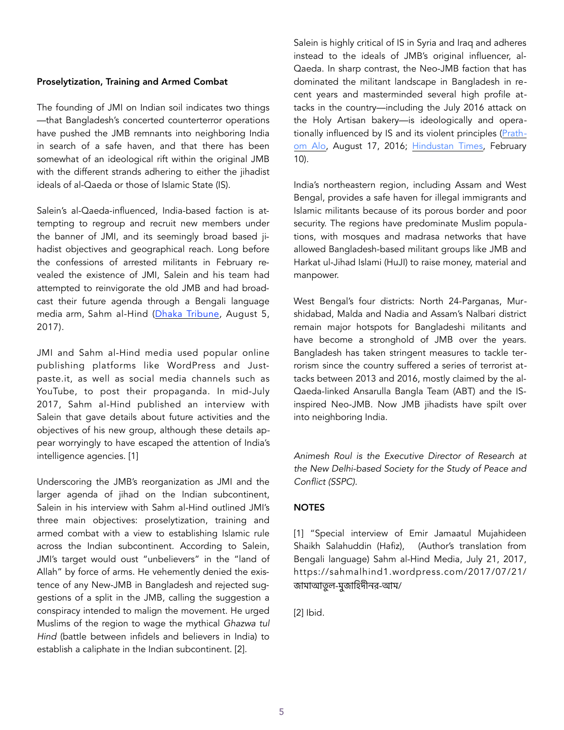### Proselytization, Training and Armed Combat

The founding of JMI on Indian soil indicates two things—that Bangladesh's concerted counterterror operations have pushed the JMB remnants into neighboring India in search of a safe haven, and that there has been somewhat of an ideological rift within the original JMB with the different strands adhering to either the jihadist ideals of al-Qaeda or those of Islamic State (IS).

Salein's al-Qaeda-influenced, India-based faction is attempting to regroup and recruit new members under the banner of JMI, and its seemingly broad based jihadist objectives and geographical reach. Long before the confessions of arrested militants in February revealed the existence of JMI, Salein and his team had attempted to reinvigorate the old JMB and had broadcast their future agenda through a Bengali language media arm, Sahm al-Hind (Dhaka Tribune, August 5, 2017).

JMI and Sahm al-Hind media used popular online publishing platforms like WordPress and Justpaste.it, as well as social media channels such as YouTube, to post their propaganda. In mid-July 2017, Sahm al-Hind published an interview with Salein that gave details about future activities and the objectives of his new group, although these details appear worryingly to have escaped the attention of India's intelligence agencies. [1]

Underscoring the JMB's reorganization as JMI and the larger agenda of jihad on the Indian subcontinent, Salein in his interview with Sahm al-Hind outlined JMI's three main objectives: proselytization, training and armed combat with a view to establishing Islamic rule across the Indian subcontinent. According to Salein, JMI's target would oust "unbelievers" in the "land of Allah" by force of arms. He vehemently denied the existence of any New-JMB in Bangladesh and rejected suggestions of a split in the JMB, calling the suggestion a conspiracy intended to malign the movement. He urged Muslims of the region to wage the mythical *Ghazwa tul Hind* (battle between infidels and believers in India) to establish a caliphate in the Indian subcontinent. [2].

Salein is highly critical of IS in Syria and Iraq and adheres instead to the ideals of JMB's original influencer, al-Qaeda. In sharp contrast, the Neo-JMB faction that has dominated the militant landscape in Bangladesh in recent years and masterminded several high profile attacks in the country—including the July 2016 attack on the Holy Artisan bakery—is ideologically and operationally influenced by IS and its violent principles (Prathom Alo, August 17, 2016; Hindustan Times, February 10).

India's northeastern region, including Assam and West Bengal, provides a safe haven for illegal immigrants and Islamic militants because of its porous border and poor security. The regions have predominate Muslim populations, with mosques and madrasa networks that have allowed Bangladesh-based militant groups like JMB and Harkat ul-Jihad Islami (HuJI) to raise money, material and manpower.

West Bengal's four districts: North 24-Parganas, Murshidabad, Malda and Nadia and Assam's Nalbari district remain major hotspots for Bangladeshi militants and have become a stronghold of JMB over the years. Bangladesh has taken stringent measures to tackle terrorism since the country suffered a series of terrorist attacks between 2013 and 2016, mostly claimed by the al-Qaeda-linked Ansarulla Bangla Team (ABT) and the IS-inspired Neo-JMB. Now JMB jihadists have spilt over into neighboring India.

*Animesh Roul is the Executive Director of Research at the New Delhi-based Society for the Study of Peace and Conflict (SSPC).*

### NOTES

[1] "Special interview of Emir Jamaatul Mujahideen Shaikh Salahuddin (Hafiz), (Author's translation from Bengali language) Sahm al-Hind Media, July 21, 2017, https://sahmalhind1.wordpress.com/2017/07/21/জামাআতুল-মুজাহিদীনর-আম/

[2] Ibid.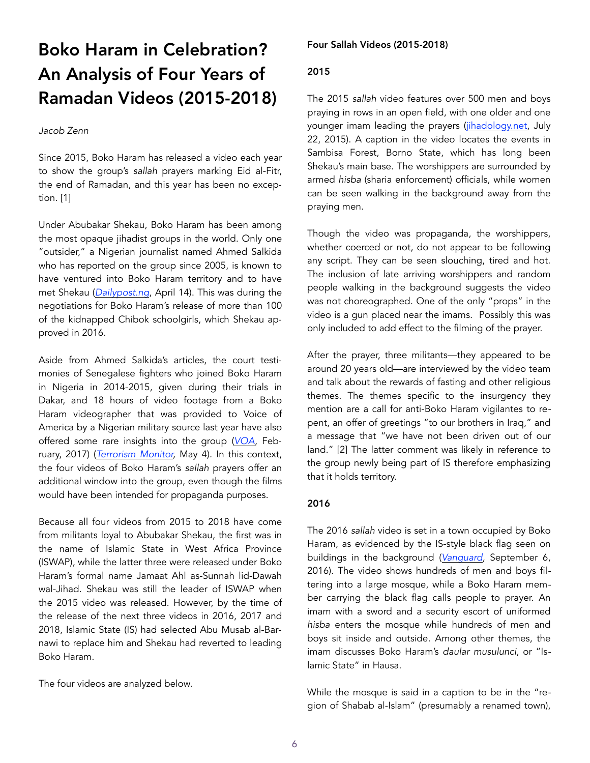# Boko Haram in Celebration? An Analysis of Four Years of Ramadan Videos (2015-2018)

*Jacob Zenn*

Since 2015, Boko Haram has released a video each year to show the group's *sallah* prayers marking Eid al-Fitr, the end of Ramadan, and this year has been no exception. [1]

Under Abubakar Shekau, Boko Haram has been among the most opaque jihadist groups in the world. Only one "outsider," a Nigerian journalist named Ahmed Salkida who has reported on the group since 2005, is known to have ventured into Boko Haram territory and to have met Shekau (*Dailypost.ng*, April 14). This was during the negotiations for Boko Haram's release of more than 100 of the kidnapped Chibok schoolgirls, which Shekau approved in 2016.

Aside from Ahmed Salkida's articles, the court testimonies of Senegalese fighters who joined Boko Haram in Nigeria in 2014-2015, given during their trials in Dakar, and 18 hours of video footage from a Boko Haram videographer that was provided to Voice of America by a Nigerian military source last year have also offered some rare insights into the group (*VOA*, February, 2017) (*Terrorism Monitor*, May 4). In this context, the four videos of Boko Haram's *sallah* prayers offer an additional window into the group, even though the films would have been intended for propaganda purposes.

Because all four videos from 2015 to 2018 have come from militants loyal to Abubakar Shekau, the first was in the name of Islamic State in West Africa Province (ISWAP), while the latter three were released under Boko Haram's formal name Jamaat Ahl as-Sunnah lid-Dawah wal-Jihad. Shekau was still the leader of ISWAP when the 2015 video was released. However, by the time of the release of the next three videos in 2016, 2017 and 2018, Islamic State (IS) had selected Abu Musab al-Barnawi to replace him and Shekau had reverted to leading Boko Haram.

The four videos are analyzed below.

**Four Sallah Videos (2015-2018)**

**2015**

The 2015 *sallah* video features over 500 men and boys praying in rows in an open field, with one older and one younger imam leading the prayers (jihadology.net, July 22, 2015). A caption in the video locates the events in Sambisa Forest, Borno State, which has long been Shekau's main base. The worshippers are surrounded by armed *hisba* (sharia enforcement) officials, while women can be seen walking in the background away from the praying men.

Though the video was propaganda, the worshippers, whether coerced or not, do not appear to be following any script. They can be seen slouching, tired and hot. The inclusion of late arriving worshippers and random people walking in the background suggests the video was not choreographed. One of the only "props" in the video is a gun placed near the imams. Possibly this was only included to add effect to the filming of the prayer.

After the prayer, three militants—they appeared to be around 20 years old—are interviewed by the video team and talk about the rewards of fasting and other religious themes. The themes specific to the insurgency they mention are a call for anti-Boko Haram vigilantes to repent, an offer of greetings "to our brothers in Iraq," and a message that "we have not been driven out of our land." [2] The latter comment was likely in reference to the group newly being part of IS therefore emphasizing that it holds territory.

**2016**

The 2016 *sallah* video is set in a town occupied by Boko Haram, as evidenced by the IS-style black flag seen on buildings in the background (*Vanguard*, September 6, 2016). The video shows hundreds of men and boys filtering into a large mosque, while a Boko Haram member carrying the black flag calls people to prayer. An imam with a sword and a security escort of uniformed *hisba* enters the mosque while hundreds of men and boys sit inside and outside. Among other themes, the imam discusses Boko Haram's *daular musulunci*, or "Islamic State" in Hausa.

While the mosque is said in a caption to be in the "region of Shabab al-Islam" (presumably a renamed town),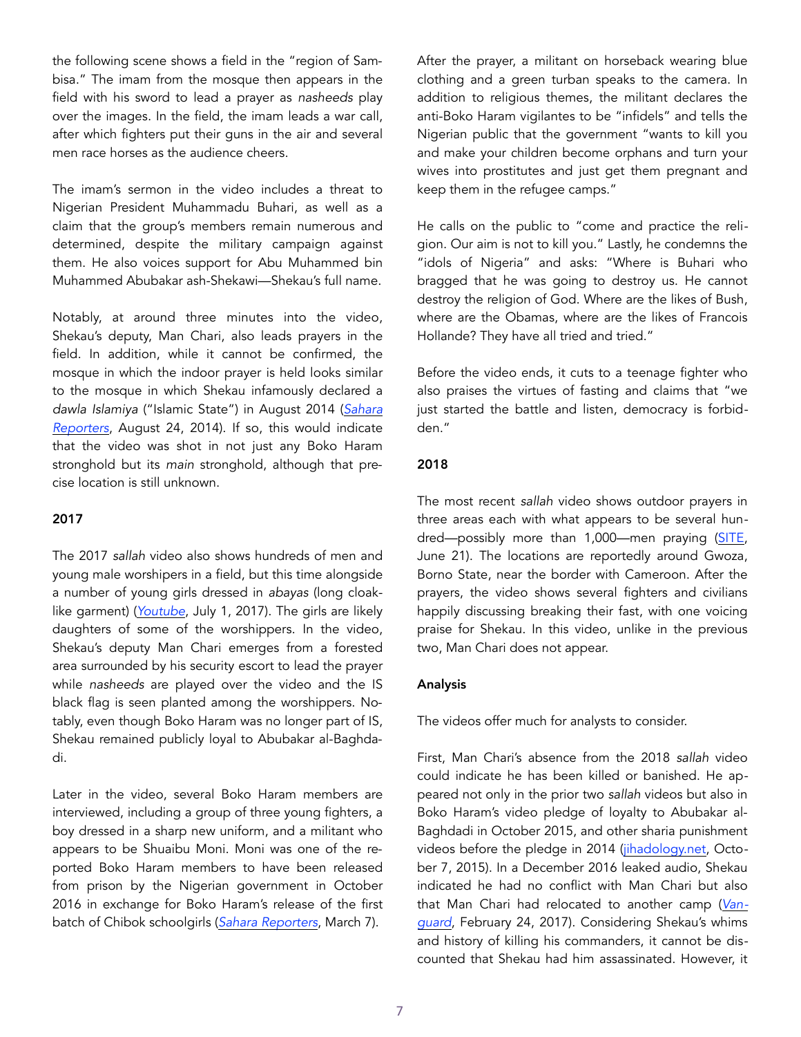the following scene shows a field in the "region of Sambisa." The imam from the mosque then appears in the field with his sword to lead a prayer as *nasheeds* play over the images. In the field, the imam leads a war call, after which fighters put their guns in the air and several men race horses as the audience cheers.

The imam's sermon in the video includes a threat to Nigerian President Muhammadu Buhari, as well as a claim that the group's members remain numerous and determined, despite the military campaign against them. He also voices support for Abu Muhammed bin Muhammed Abubakar ash-Shekawi—Shekau's full name.

Notably, at around three minutes into the video, Shekau's deputy, Man Chari, also leads prayers in the field. In addition, while it cannot be confirmed, the mosque in which the indoor prayer is held looks similar to the mosque in which Shekau infamously declared a *dawla Islamiya* ("Islamic State") in August 2014 (*Sahara Reporters*, August 24, 2014). If so, this would indicate that the video was shot in not just any Boko Haram stronghold but its *main* stronghold, although that precise location is still unknown.

#### 2017

The 2017 *sallah* video also shows hundreds of men and young male worshipers in a field, but this time alongside a number of young girls dressed in *abayas* (long cloak-like garment) (*Youtube*, July 1, 2017). The girls are likely daughters of some of the worshippers. In the video, Shekau's deputy Man Chari emerges from a forested area surrounded by his security escort to lead the prayer while *nasheeds* are played over the video and the IS black flag is seen planted among the worshippers. Notably, even though Boko Haram was no longer part of IS, Shekau remained publicly loyal to Abubakar al-Baghdadi.

Later in the video, several Boko Haram members are interviewed, including a group of three young fighters, a boy dressed in a sharp new uniform, and a militant who appears to be Shuaibu Moni. Moni was one of the reported Boko Haram members to have been released from prison by the Nigerian government in October 2016 in exchange for Boko Haram's release of the first batch of Chibok schoolgirls (*Sahara Reporters*, March 7).

After the prayer, a militant on horseback wearing blue clothing and a green turban speaks to the camera. In addition to religious themes, the militant declares the anti-Boko Haram vigilantes to be "infidels" and tells the Nigerian public that the government "wants to kill you and make your children become orphans and turn your wives into prostitutes and just get them pregnant and keep them in the refugee camps."

He calls on the public to "come and practice the religion. Our aim is not to kill you." Lastly, he condemns the "idols of Nigeria" and asks: "Where is Buhari who bragged that he was going to destroy us. He cannot destroy the religion of God. Where are the likes of Bush, where are the Obamas, where are the likes of Francois Hollande? They have all tried and tried."

Before the video ends, it cuts to a teenage fighter who also praises the virtues of fasting and claims that "we just started the battle and listen, democracy is forbidden."

#### 2018

The most recent *sallah* video shows outdoor prayers in three areas each with what appears to be several hundred—possibly more than 1,000—men praying (SITE, June 21). The locations are reportedly around Gwoza, Borno State, near the border with Cameroon. After the prayers, the video shows several fighters and civilians happily discussing breaking their fast, with one voicing praise for Shekau. In this video, unlike in the previous two, Man Chari does not appear.

#### Analysis

The videos offer much for analysts to consider.

First, Man Chari's absence from the 2018 *sallah* video could indicate he has been killed or banished. He appeared not only in the prior two *sallah* videos but also in Boko Haram's video pledge of loyalty to Abubakar al-Baghdadi in October 2015, and other sharia punishment videos before the pledge in 2014 (jihadology.net, October 7, 2015). In a December 2016 leaked audio, Shekau indicated he had no conflict with Man Chari but also that Man Chari had relocated to another camp (*Vanguard*, February 24, 2017). Considering Shekau's whims and history of killing his commanders, it cannot be discounted that Shekau had him assassinated. However, it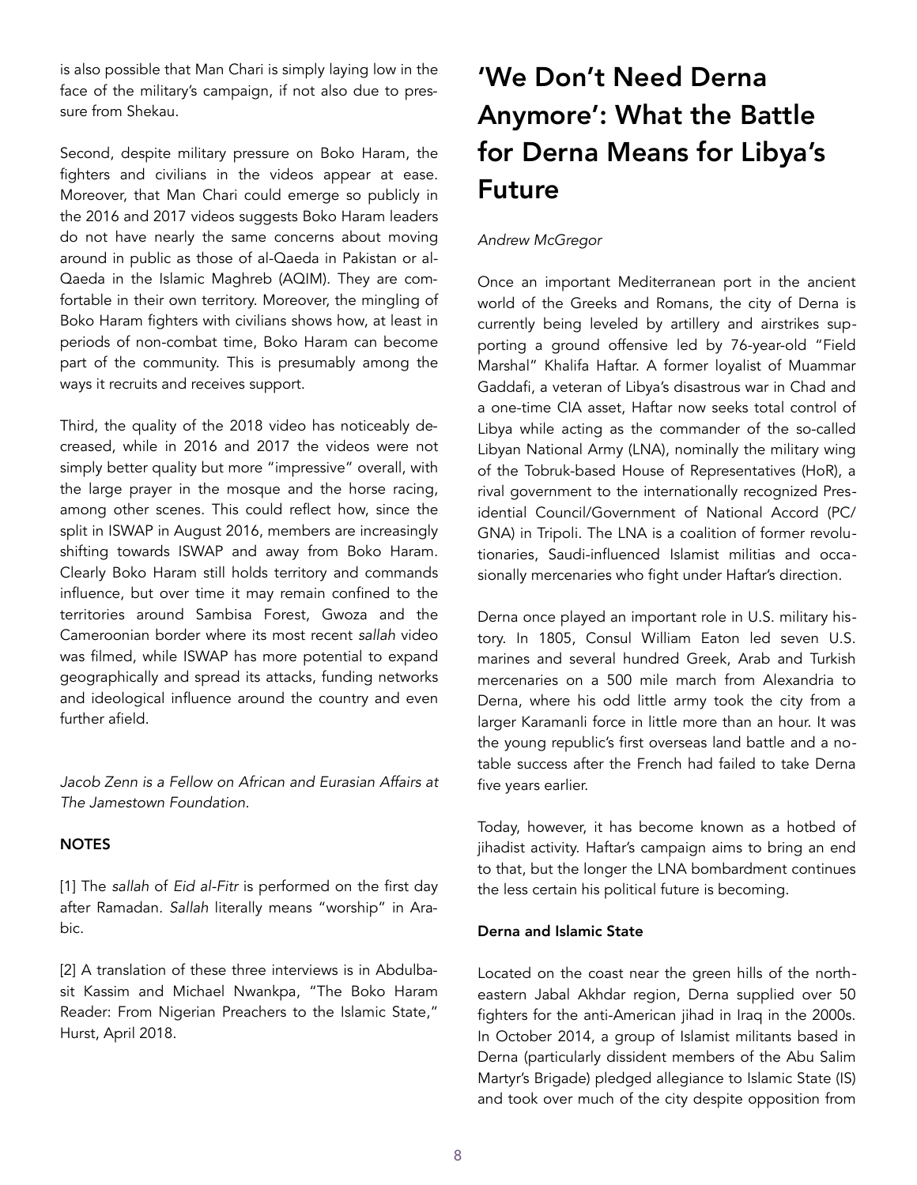is also possible that Man Chari is simply laying low in the face of the military's campaign, if not also due to pressure from Shekau.

Second, despite military pressure on Boko Haram, the fighters and civilians in the videos appear at ease. Moreover, that Man Chari could emerge so publicly in the 2016 and 2017 videos suggests Boko Haram leaders do not have nearly the same concerns about moving around in public as those of al-Qaeda in Pakistan or al-Qaeda in the Islamic Maghreb (AQIM). They are comfortable in their own territory. Moreover, the mingling of Boko Haram fighters with civilians shows how, at least in periods of non-combat time, Boko Haram can become part of the community. This is presumably among the ways it recruits and receives support.

Third, the quality of the 2018 video has noticeably decreased, while in 2016 and 2017 the videos were not simply better quality but more "impressive" overall, with the large prayer in the mosque and the horse racing, among other scenes. This could reflect how, since the split in ISWAP in August 2016, members are increasingly shifting towards ISWAP and away from Boko Haram. Clearly Boko Haram still holds territory and commands influence, but over time it may remain confined to the territories around Sambisa Forest, Gwoza and the Cameroonian border where its most recent *sallah* video was filmed, while ISWAP has more potential to expand geographically and spread its attacks, funding networks and ideological influence around the country and even further afield.

*Jacob Zenn is a Fellow on African and Eurasian Affairs at The Jamestown Foundation.*

**NOTES**

[1] The *sallah* of *Eid al-Fitr* is performed on the first day after Ramadan. *Sallah* literally means "worship" in Arabic.

[2] A translation of these three interviews is in Abdulbasit Kassim and Michael Nwankpa, "The Boko Haram Reader: From Nigerian Preachers to the Islamic State," Hurst, April 2018.

# 'We Don't Need Derna Anymore': What the Battle for Derna Means for Libya's Future

*Andrew McGregor*

Once an important Mediterranean port in the ancient world of the Greeks and Romans, the city of Derna is currently being leveled by artillery and airstrikes supporting a ground offensive led by 76-year-old "Field Marshal" Khalifa Haftar. A former loyalist of Muammar Gaddafi, a veteran of Libya's disastrous war in Chad and a one-time CIA asset, Haftar now seeks total control of Libya while acting as the commander of the so-called Libyan National Army (LNA), nominally the military wing of the Tobruk-based House of Representatives (HoR), a rival government to the internationally recognized Presidential Council/Government of National Accord (PC/GNA) in Tripoli. The LNA is a coalition of former revolutionaries, Saudi-influenced Islamist militias and occasionally mercenaries who fight under Haftar's direction.

Derna once played an important role in U.S. military history. In 1805, Consul William Eaton led seven U.S. marines and several hundred Greek, Arab and Turkish mercenaries on a 500 mile march from Alexandria to Derna, where his odd little army took the city from a larger Karamanli force in little more than an hour. It was the young republic's first overseas land battle and a notable success after the French had failed to take Derna five years earlier.

Today, however, it has become known as a hotbed of jihadist activity. Haftar's campaign aims to bring an end to that, but the longer the LNA bombardment continues the less certain his political future is becoming.

**Derna and Islamic State**

Located on the coast near the green hills of the northeastern Jabal Akhdar region, Derna supplied over 50 fighters for the anti-American jihad in Iraq in the 2000s. In October 2014, a group of Islamist militants based in Derna (particularly dissident members of the Abu Salim Martyr's Brigade) pledged allegiance to Islamic State (IS) and took over much of the city despite opposition from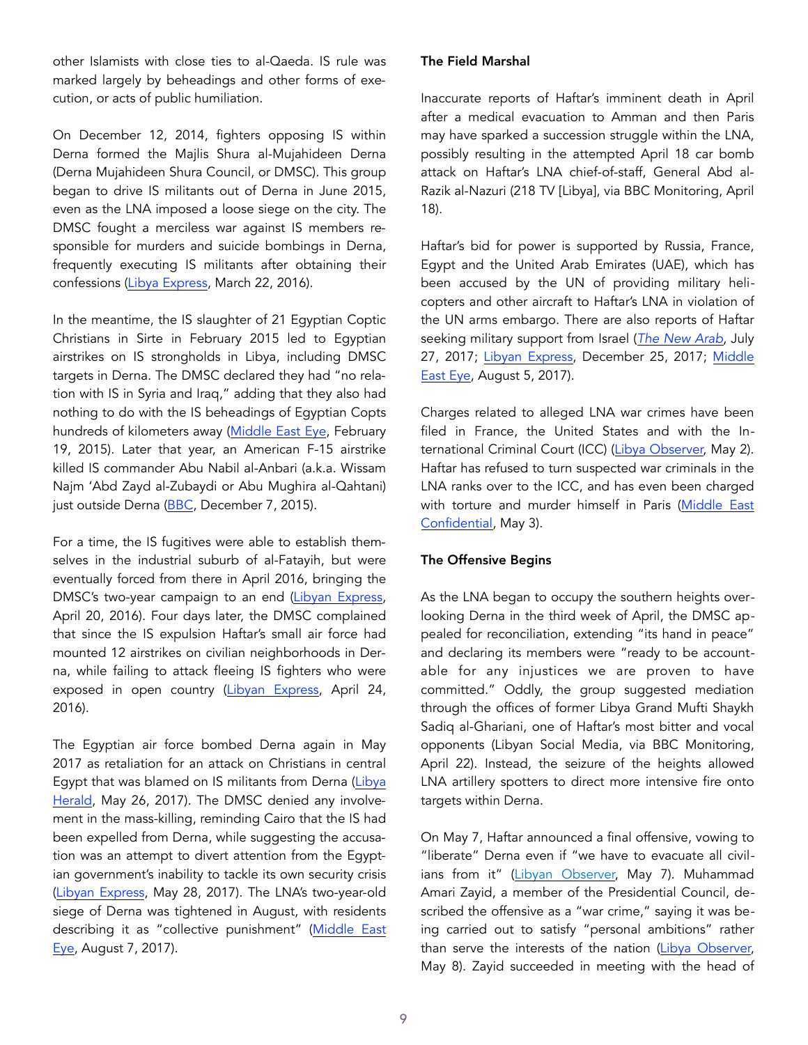other Islamists with close ties to al-Qaeda. IS rule was marked largely by beheadings and other forms of execution, or acts of public humiliation.

On December 12, 2014, fighters opposing IS within Derna formed the Majlis Shura al-Mujahideen Derna (Derna Mujahideen Shura Council, or DMSC). This group began to drive IS militants out of Derna in June 2015, even as the LNA imposed a loose siege on the city. The DMSC fought a merciless war against IS members responsible for murders and suicide bombings in Derna, frequently executing IS militants after obtaining their confessions (Libya Express, March 22, 2016).

In the meantime, the IS slaughter of 21 Egyptian Coptic Christians in Sirte in February 2015 led to Egyptian airstrikes on IS strongholds in Libya, including DMSC targets in Derna. The DMSC declared they had "no relation with IS in Syria and Iraq," adding that they also had nothing to do with the IS beheadings of Egyptian Copts hundreds of kilometers away (Middle East Eye, February 19, 2015). Later that year, an American F-15 airstrike killed IS commander Abu Nabil al-Anbari (a.k.a. Wissam Najm 'Abd Zayd al-Zubaydi or Abu Mughira al-Qahtani) just outside Derna (BBC, December 7, 2015).

For a time, the IS fugitives were able to establish themselves in the industrial suburb of al-Fatayih, but were eventually forced from there in April 2016, bringing the DMSC's two-year campaign to an end (Libyan Express, April 20, 2016). Four days later, the DMSC complained that since the IS expulsion Haftar's small air force had mounted 12 airstrikes on civilian neighborhoods in Derna, while failing to attack fleeing IS fighters who were exposed in open country (Libyan Express, April 24, 2016).

The Egyptian air force bombed Derna again in May 2017 as retaliation for an attack on Christians in central Egypt that was blamed on IS militants from Derna (Libya Herald, May 26, 2017). The DMSC denied any involvement in the mass-killing, reminding Cairo that the IS had been expelled from Derna, while suggesting the accusation was an attempt to divert attention from the Egyptian government's inability to tackle its own security crisis (Libyan Express, May 28, 2017). The LNA's two-year-old siege of Derna was tightened in August, with residents describing it as "collective punishment" (Middle East Eye, August 7, 2017).

**The Field Marshal**

Inaccurate reports of Haftar's imminent death in April after a medical evacuation to Amman and then Paris may have sparked a succession struggle within the LNA, possibly resulting in the attempted April 18 car bomb attack on Haftar's LNA chief-of-staff, General Abd al-Razik al-Nazuri (218 TV [Libya], via BBC Monitoring, April 18).

Haftar's bid for power is supported by Russia, France, Egypt and the United Arab Emirates (UAE), which has been accused by the UN of providing military helicopters and other aircraft to Haftar's LNA in violation of the UN arms embargo. There are also reports of Haftar seeking military support from Israel (*The New Arab*, July 27, 2017; Libyan Express, December 25, 2017; Middle East Eye, August 5, 2017).

Charges related to alleged LNA war crimes have been filed in France, the United States and with the International Criminal Court (ICC) (Libya Observer, May 2). Haftar has refused to turn suspected war criminals in the LNA ranks over to the ICC, and has even been charged with torture and murder himself in Paris (Middle East Confidential, May 3).

**The Offensive Begins**

As the LNA began to occupy the southern heights overlooking Derna in the third week of April, the DMSC appealed for reconciliation, extending "its hand in peace" and declaring its members were "ready to be accountable for any injustices we are proven to have committed." Oddly, the group suggested mediation through the offices of former Libya Grand Mufti Shaykh Sadiq al-Ghariani, one of Haftar's most bitter and vocal opponents (Libyan Social Media, via BBC Monitoring, April 22). Instead, the seizure of the heights allowed LNA artillery spotters to direct more intensive fire onto targets within Derna.

On May 7, Haftar announced a final offensive, vowing to "liberate" Derna even if "we have to evacuate all civilians from it" (Libyan Observer, May 7). Muhammad Amari Zayid, a member of the Presidential Council, described the offensive as a "war crime," saying it was being carried out to satisfy "personal ambitions" rather than serve the interests of the nation (Libya Observer, May 8). Zayid succeeded in meeting with the head of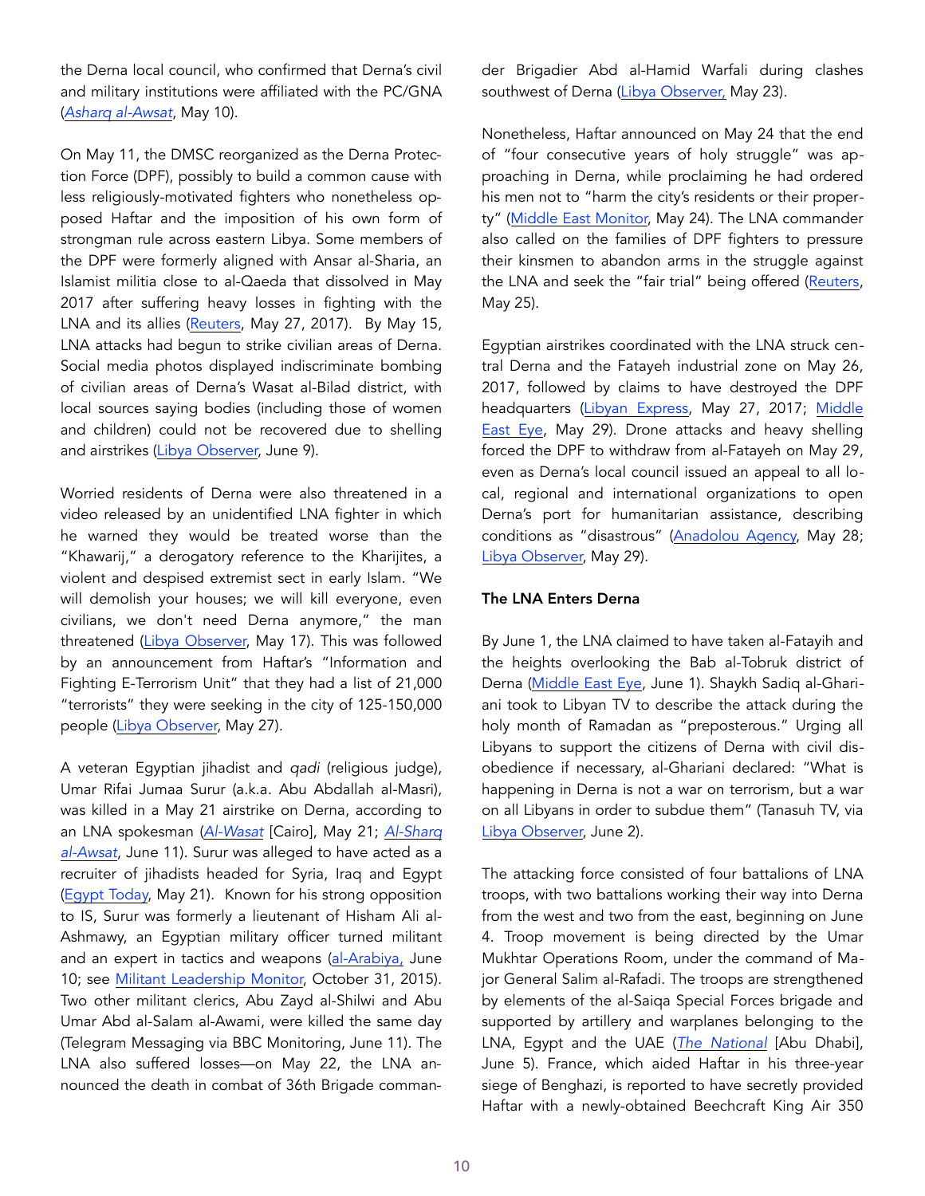the Derna local council, who confirmed that Derna's civil and military institutions were affiliated with the PC/GNA (*Asharq al-Awsat*, May 10).

On May 11, the DMSC reorganized as the Derna Protection Force (DPF), possibly to build a common cause with less religiously-motivated fighters who nonetheless opposed Haftar and the imposition of his own form of strongman rule across eastern Libya. Some members of the DPF were formerly aligned with Ansar al-Sharia, an Islamist militia close to al-Qaeda that dissolved in May 2017 after suffering heavy losses in fighting with the LNA and its allies (Reuters, May 27, 2017). By May 15, LNA attacks had begun to strike civilian areas of Derna. Social media photos displayed indiscriminate bombing of civilian areas of Derna's Wasat al-Bilad district, with local sources saying bodies (including those of women and children) could not be recovered due to shelling and airstrikes (Libya Observer, June 9).

Worried residents of Derna were also threatened in a video released by an unidentified LNA fighter in which he warned they would be treated worse than the "Khawarij," a derogatory reference to the Kharijites, a violent and despised extremist sect in early Islam. "We will demolish your houses; we will kill everyone, even civilians, we don't need Derna anymore," the man threatened (Libya Observer, May 17). This was followed by an announcement from Haftar's "Information and Fighting E-Terrorism Unit" that they had a list of 21,000 "terrorists" they were seeking in the city of 125-150,000 people (Libya Observer, May 27).

A veteran Egyptian jihadist and *qadi* (religious judge), Umar Rifai Jumaa Surur (a.k.a. Abu Abdallah al-Masri), was killed in a May 21 airstrike on Derna, according to an LNA spokesman (*Al-Wasat* [Cairo], May 21; *Al-Sharq al-Awsat*, June 11). Surur was alleged to have acted as a recruiter of jihadists headed for Syria, Iraq and Egypt (Egypt Today, May 21). Known for his strong opposition to IS, Surur was formerly a lieutenant of Hisham Ali al-Ashmawy, an Egyptian military officer turned militant and an expert in tactics and weapons (al-Arabiya, June 10; see Militant Leadership Monitor, October 31, 2015). Two other militant clerics, Abu Zayd al-Shilwi and Abu Umar Abd al-Salam al-Awami, were killed the same day (Telegram Messaging via BBC Monitoring, June 11). The LNA also suffered losses—on May 22, the LNA announced the death in combat of 36th Brigade commander Brigadier Abd al-Hamid Warfali during clashes southwest of Derna (Libya Observer, May 23).

Nonetheless, Haftar announced on May 24 that the end of "four consecutive years of holy struggle" was approaching in Derna, while proclaiming he had ordered his men not to "harm the city's residents or their property" (Middle East Monitor, May 24). The LNA commander also called on the families of DPF fighters to pressure their kinsmen to abandon arms in the struggle against the LNA and seek the "fair trial" being offered (Reuters, May 25).

Egyptian airstrikes coordinated with the LNA struck central Derna and the Fatayeh industrial zone on May 26, 2017, followed by claims to have destroyed the DPF headquarters (Libyan Express, May 27, 2017; Middle East Eye, May 29). Drone attacks and heavy shelling forced the DPF to withdraw from al-Fatayeh on May 29, even as Derna's local council issued an appeal to all local, regional and international organizations to open Derna's port for humanitarian assistance, describing conditions as "disastrous" (Anadolou Agency, May 28; Libya Observer, May 29).

**The LNA Enters Derna**

By June 1, the LNA claimed to have taken al-Fatayih and the heights overlooking the Bab al-Tobruk district of Derna (Middle East Eye, June 1). Shaykh Sadiq al-Ghariani took to Libyan TV to describe the attack during the holy month of Ramadan as "preposterous." Urging all Libyans to support the citizens of Derna with civil disobedience if necessary, al-Ghariani declared: "What is happening in Derna is not a war on terrorism, but a war on all Libyans in order to subdue them" (Tanasuh TV, via Libya Observer, June 2).

The attacking force consisted of four battalions of LNA troops, with two battalions working their way into Derna from the west and two from the east, beginning on June 4. Troop movement is being directed by the Umar Mukhtar Operations Room, under the command of Major General Salim al-Rafadi. The troops are strengthened by elements of the al-Saiqa Special Forces brigade and supported by artillery and warplanes belonging to the LNA, Egypt and the UAE (*The National* [Abu Dhabi], June 5). France, which aided Haftar in his three-year siege of Benghazi, is reported to have secretly provided Haftar with a newly-obtained Beechcraft King Air 350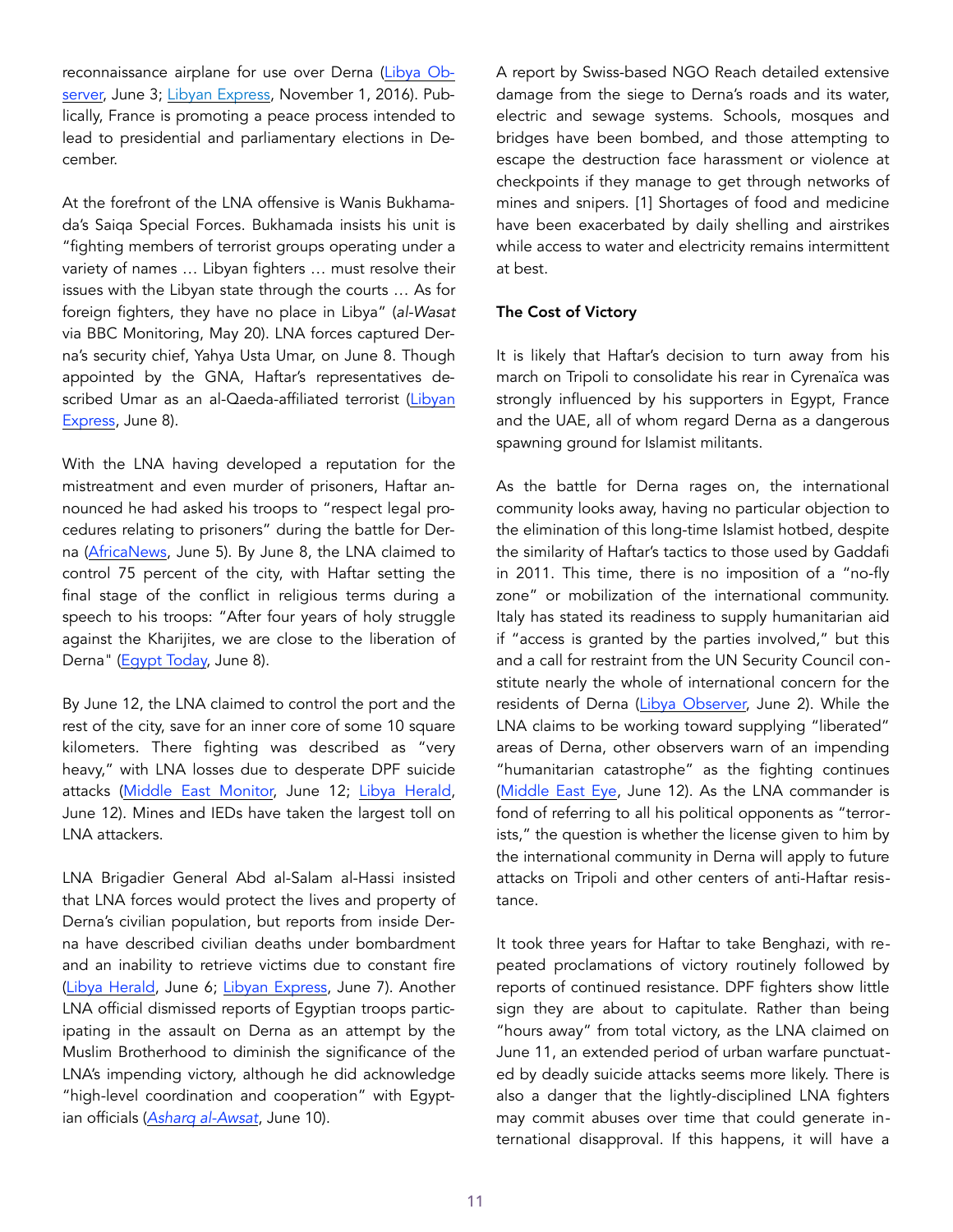reconnaissance airplane for use over Derna (Libya Observer, June 3; Libyan Express, November 1, 2016). Publically, France is promoting a peace process intended to lead to presidential and parliamentary elections in December.

At the forefront of the LNA offensive is Wanis Bukhamada's Saiqa Special Forces. Bukhamada insists his unit is "fighting members of terrorist groups operating under a variety of names … Libyan fighters … must resolve their issues with the Libyan state through the courts … As for foreign fighters, they have no place in Libya" (*al-Wasat* via BBC Monitoring, May 20). LNA forces captured Derna's security chief, Yahya Usta Umar, on June 8. Though appointed by the GNA, Haftar's representatives described Umar as an al-Qaeda-affiliated terrorist (Libyan Express, June 8).

With the LNA having developed a reputation for the mistreatment and even murder of prisoners, Haftar announced he had asked his troops to "respect legal procedures relating to prisoners" during the battle for Derna (AfricaNews, June 5). By June 8, the LNA claimed to control 75 percent of the city, with Haftar setting the final stage of the conflict in religious terms during a speech to his troops: "After four years of holy struggle against the Kharijites, we are close to the liberation of Derna" (Egypt Today, June 8).

By June 12, the LNA claimed to control the port and the rest of the city, save for an inner core of some 10 square kilometers. There fighting was described as "very heavy," with LNA losses due to desperate DPF suicide attacks (Middle East Monitor, June 12; Libya Herald, June 12). Mines and IEDs have taken the largest toll on LNA attackers.

LNA Brigadier General Abd al-Salam al-Hassi insisted that LNA forces would protect the lives and property of Derna's civilian population, but reports from inside Derna have described civilian deaths under bombardment and an inability to retrieve victims due to constant fire (Libya Herald, June 6; Libyan Express, June 7). Another LNA official dismissed reports of Egyptian troops participating in the assault on Derna as an attempt by the Muslim Brotherhood to diminish the significance of the LNA's impending victory, although he did acknowledge "high-level coordination and cooperation" with Egyptian officials (*Asharq al-Awsat*, June 10).

A report by Swiss-based NGO Reach detailed extensive damage from the siege to Derna's roads and its water, electric and sewage systems. Schools, mosques and bridges have been bombed, and those attempting to escape the destruction face harassment or violence at checkpoints if they manage to get through networks of mines and snipers. [1] Shortages of food and medicine have been exacerbated by daily shelling and airstrikes while access to water and electricity remains intermittent at best.

**The Cost of Victory**

It is likely that Haftar's decision to turn away from his march on Tripoli to consolidate his rear in Cyrenaïca was strongly influenced by his supporters in Egypt, France and the UAE, all of whom regard Derna as a dangerous spawning ground for Islamist militants.

As the battle for Derna rages on, the international community looks away, having no particular objection to the elimination of this long-time Islamist hotbed, despite the similarity of Haftar's tactics to those used by Gaddafi in 2011. This time, there is no imposition of a "no-fly zone" or mobilization of the international community. Italy has stated its readiness to supply humanitarian aid if "access is granted by the parties involved," but this and a call for restraint from the UN Security Council constitute nearly the whole of international concern for the residents of Derna (Libya Observer, June 2). While the LNA claims to be working toward supplying "liberated" areas of Derna, other observers warn of an impending "humanitarian catastrophe" as the fighting continues (Middle East Eye, June 12). As the LNA commander is fond of referring to all his political opponents as "terrorists," the question is whether the license given to him by the international community in Derna will apply to future attacks on Tripoli and other centers of anti-Haftar resistance.

It took three years for Haftar to take Benghazi, with repeated proclamations of victory routinely followed by reports of continued resistance. DPF fighters show little sign they are about to capitulate. Rather than being "hours away" from total victory, as the LNA claimed on June 11, an extended period of urban warfare punctuated by deadly suicide attacks seems more likely. There is also a danger that the lightly-disciplined LNA fighters may commit abuses over time that could generate international disapproval. If this happens, it will have a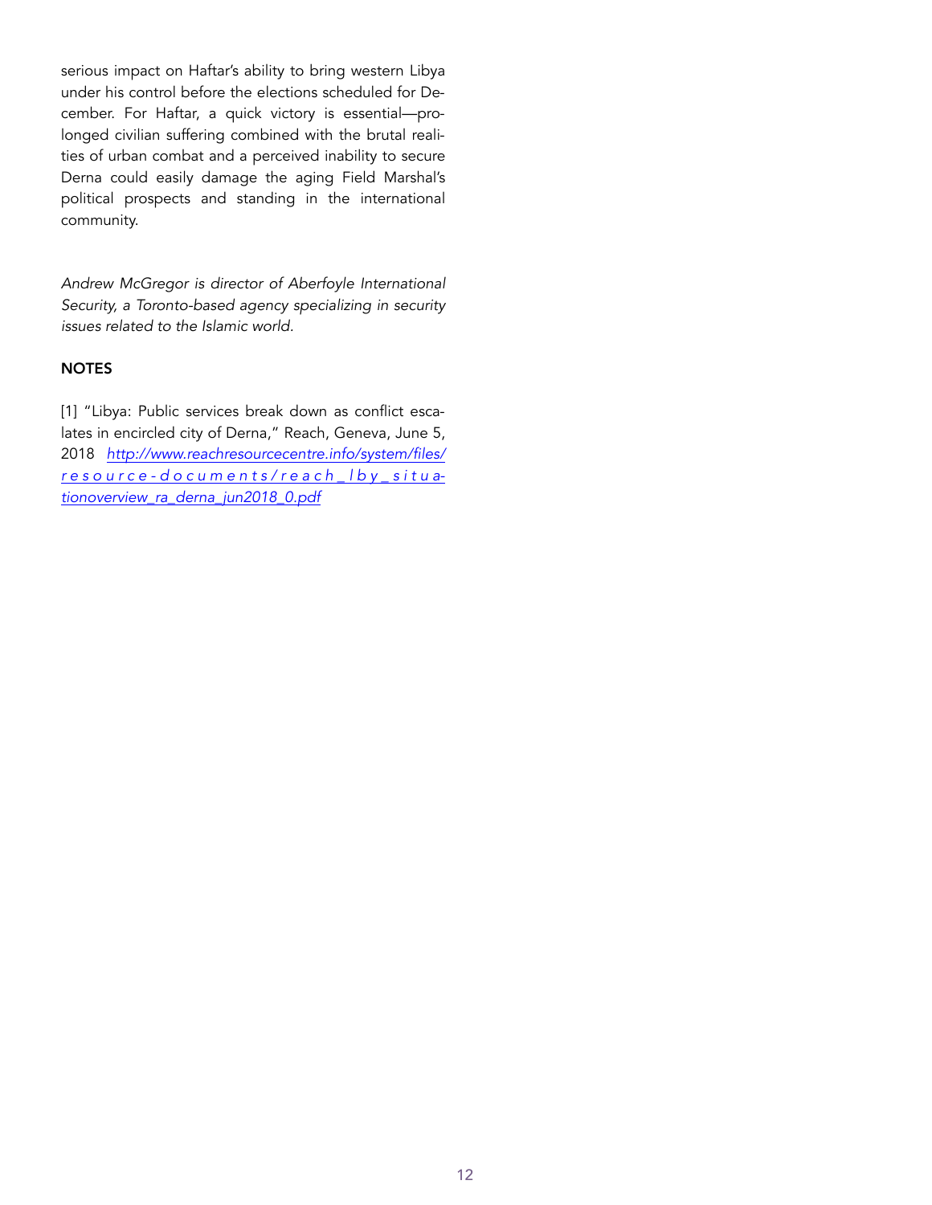serious impact on Haftar's ability to bring western Libya under his control before the elections scheduled for December. For Haftar, a quick victory is essential—prolonged civilian suffering combined with the brutal realities of urban combat and a perceived inability to secure Derna could easily damage the aging Field Marshal's political prospects and standing in the international community.

*Andrew McGregor is director of Aberfoyle International Security, a Toronto-based agency specializing in security issues related to the Islamic world.*

**NOTES**

[1] "Libya: Public services break down as conflict escalates in encircled city of Derna," Reach, Geneva, June 5, 2018 *http://www.reachresourcecentre.info/system/files/resource-documents/reach_lby_situationoverview_ra_derna_jun2018_0.pdf*